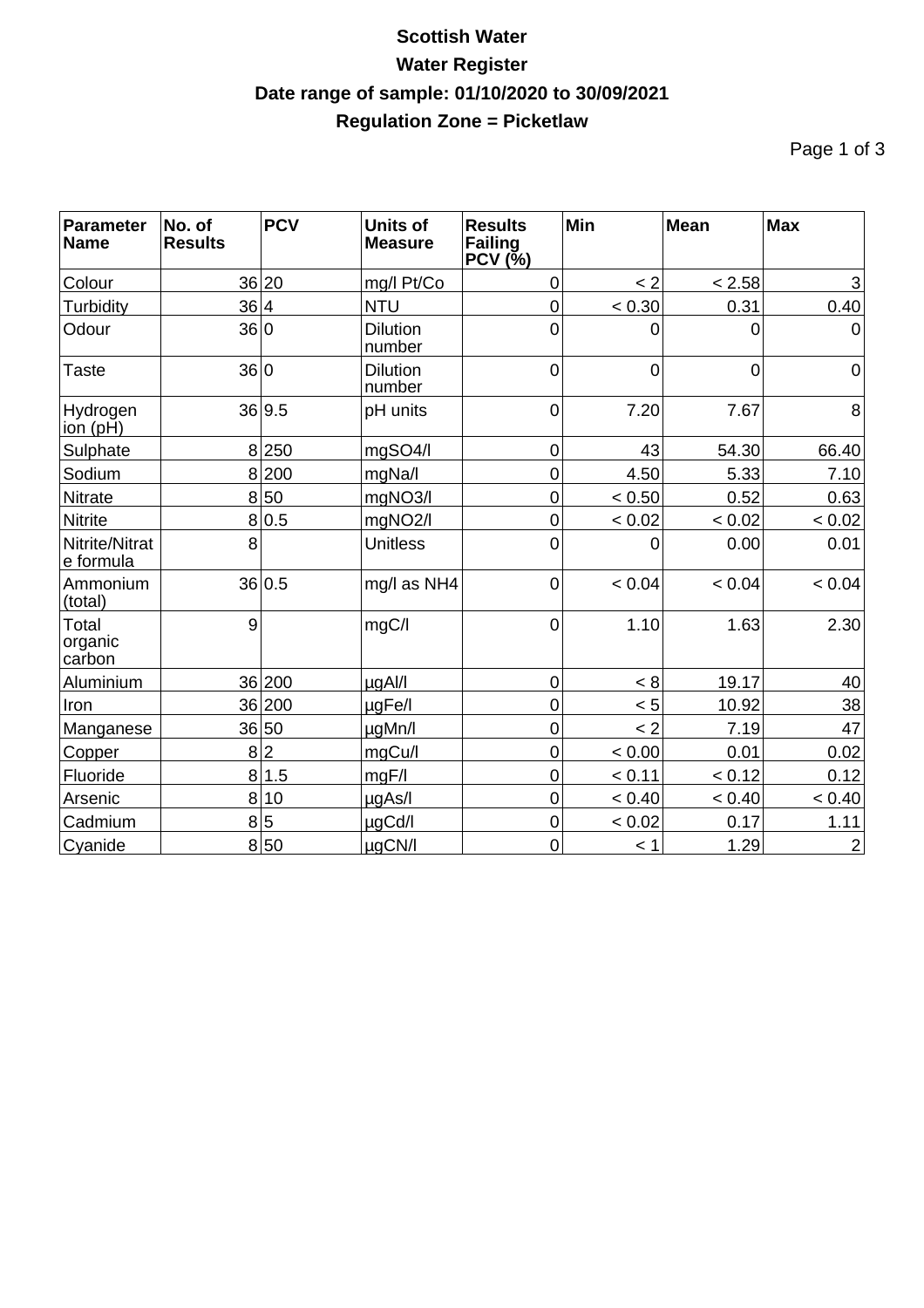# Scottish Water

## Water Register

## Date range of sample: 01/10/2020 to 30/09/2021

## Regulation Zone = Picketlaw

| Parameter Name | No. of Results | PCV | Units of Measure | Results Failing PCV (%) | Min | Mean | Max |
|---|---|---|---|---|---|---|---|
| Colour | 36 | 20 | mg/l Pt/Co | 0 | < 2 | < 2.58 | 3 |
| Turbidity | 36 | 4 | NTU | 0 | < 0.30 | 0.31 | 0.40 |
| Odour | 36 | 0 | Dilution number | 0 | 0 | 0 | 0 |
| Taste | 36 | 0 | Dilution number | 0 | 0 | 0 | 0 |
| Hydrogen ion (pH) | 36 | 9.5 | pH units | 0 | 7.20 | 7.67 | 8 |
| Sulphate | 8 | 250 | mgSO4/l | 0 | 43 | 54.30 | 66.40 |
| Sodium | 8 | 200 | mgNa/l | 0 | 4.50 | 5.33 | 7.10 |
| Nitrate | 8 | 50 | mgNO3/l | 0 | < 0.50 | 0.52 | 0.63 |
| Nitrite | 8 | 0.5 | mgNO2/l | 0 | < 0.02 | < 0.02 | < 0.02 |
| Nitrite/Nitrate formula | 8 | | Unitless | 0 | 0 | 0.00 | 0.01 |
| Ammonium (total) | 36 | 0.5 | mg/l as NH4 | 0 | < 0.04 | < 0.04 | < 0.04 |
| Total organic carbon | 9 | | mgC/l | 0 | 1.10 | 1.63 | 2.30 |
| Aluminium | 36 | 200 | µgAl/l | 0 | < 8 | 19.17 | 40 |
| Iron | 36 | 200 | µgFe/l | 0 | < 5 | 10.92 | 38 |
| Manganese | 36 | 50 | µgMn/l | 0 | < 2 | 7.19 | 47 |
| Copper | 8 | 2 | mgCu/l | 0 | < 0.00 | 0.01 | 0.02 |
| Fluoride | 8 | 1.5 | mgF/l | 0 | < 0.11 | < 0.12 | 0.12 |
| Arsenic | 8 | 10 | µgAs/l | 0 | < 0.40 | < 0.40 | < 0.40 |
| Cadmium | 8 | 5 | µgCd/l | 0 | < 0.02 | 0.17 | 1.11 |
| Cyanide | 8 | 50 | µgCN/l | 0 | < 1 | 1.29 | 2 |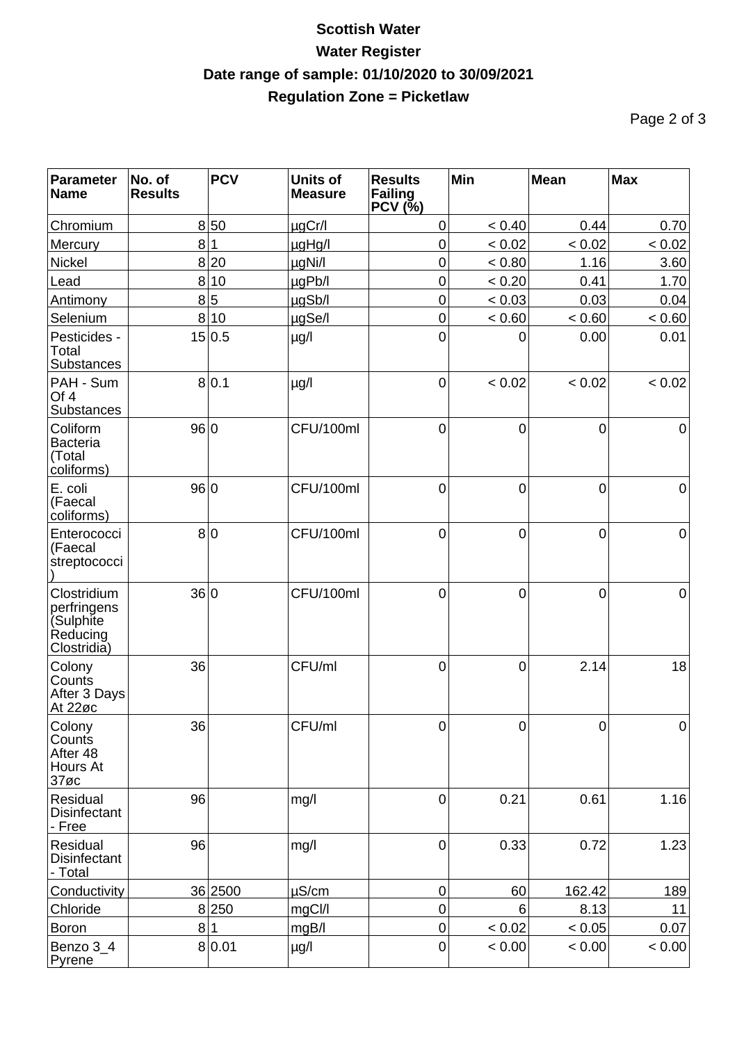# Scottish Water

## Water Register

## Date range of sample: 01/10/2020 to 30/09/2021

## Regulation Zone = Picketlaw

| Parameter Name | No. of Results | PCV | Units of Measure | Results Failing PCV (%) | Min | Mean | Max |
|---|---|---|---|---|---|---|---|
| Chromium | 8 | 50 | µgCr/l | 0 | < 0.40 | 0.44 | 0.70 |
| Mercury | 8 | 1 | µgHg/l | 0 | < 0.02 | < 0.02 | < 0.02 |
| Nickel | 8 | 20 | µgNi/l | 0 | < 0.80 | 1.16 | 3.60 |
| Lead | 8 | 10 | µgPb/l | 0 | < 0.20 | 0.41 | 1.70 |
| Antimony | 8 | 5 | µgSb/l | 0 | < 0.03 | 0.03 | 0.04 |
| Selenium | 8 | 10 | µgSe/l | 0 | < 0.60 | < 0.60 | < 0.60 |
| Pesticides - Total Substances | 15 | 0.5 | µg/l | 0 | 0 | 0.00 | 0.01 |
| PAH - Sum Of 4 Substances | 8 | 0.1 | µg/l | 0 | < 0.02 | < 0.02 | < 0.02 |
| Coliform Bacteria (Total coliforms) | 96 | 0 | CFU/100ml | 0 | 0 | 0 | 0 |
| E. coli (Faecal coliforms) | 96 | 0 | CFU/100ml | 0 | 0 | 0 | 0 |
| Enterococci (Faecal streptococci) | 8 | 0 | CFU/100ml | 0 | 0 | 0 | 0 |
| Clostridium perfringens (Sulphite Reducing Clostridia) | 36 | 0 | CFU/100ml | 0 | 0 | 0 | 0 |
| Colony Counts After 3 Days At 22øc | 36 | | CFU/ml | 0 | 0 | 2.14 | 18 |
| Colony Counts After 48 Hours At 37øc | 36 | | CFU/ml | 0 | 0 | 0 | 0 |
| Residual Disinfectant - Free | 96 | | mg/l | 0 | 0.21 | 0.61 | 1.16 |
| Residual Disinfectant - Total | 96 | | mg/l | 0 | 0.33 | 0.72 | 1.23 |
| Conductivity | 36 | 2500 | µS/cm | 0 | 60 | 162.42 | 189 |
| Chloride | 8 | 250 | mgCl/l | 0 | 6 | 8.13 | 11 |
| Boron | 8 | 1 | mgB/l | 0 | < 0.02 | < 0.05 | 0.07 |
| Benzo 3_4 Pyrene | 8 | 0.01 | µg/l | 0 | < 0.00 | < 0.00 | < 0.00 |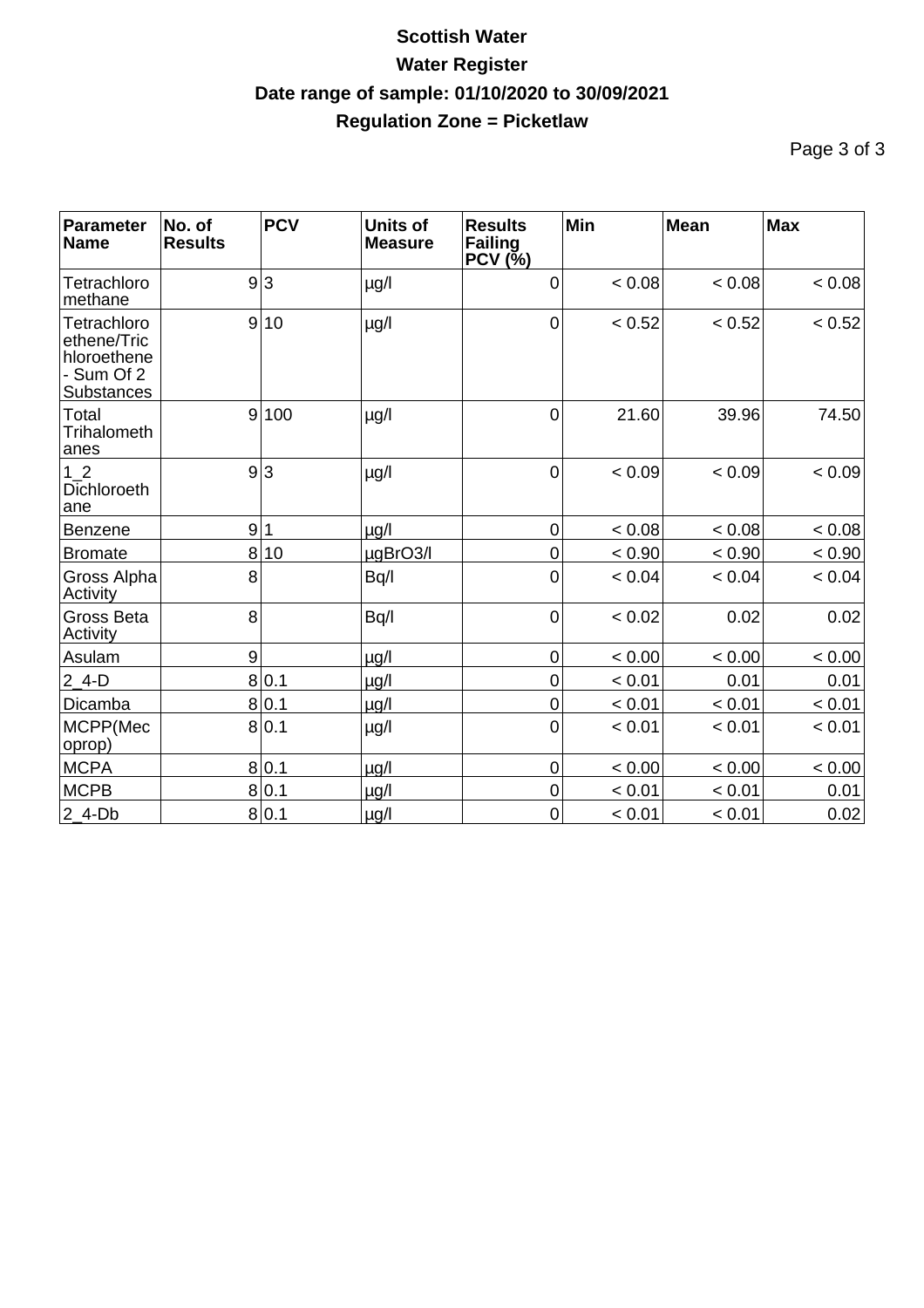# Scottish Water

## Water Register

## Date range of sample: 01/10/2020 to 30/09/2021

## Regulation Zone = Picketlaw

| Parameter Name | No. of Results | PCV | Units of Measure | Results Failing PCV (%) | Min | Mean | Max |
|---|---|---|---|---|---|---|---|
| Tetrachloro methane | 9 | 3 | µg/l | 0 | < 0.08 | < 0.08 | < 0.08 |
| Tetrachloro ethene/Tric hloroethene - Sum Of 2 Substances | 9 | 10 | µg/l | 0 | < 0.52 | < 0.52 | < 0.52 |
| Total Trihalometh anes | 9 | 100 | µg/l | 0 | 21.60 | 39.96 | 74.50 |
| 1_2 Dichloroeth ane | 9 | 3 | µg/l | 0 | < 0.09 | < 0.09 | < 0.09 |
| Benzene | 9 | 1 | µg/l | 0 | < 0.08 | < 0.08 | < 0.08 |
| Bromate | 8 | 10 | µgBrO3/l | 0 | < 0.90 | < 0.90 | < 0.90 |
| Gross Alpha Activity | 8 | | Bq/l | 0 | < 0.04 | < 0.04 | < 0.04 |
| Gross Beta Activity | 8 | | Bq/l | 0 | < 0.02 | 0.02 | 0.02 |
| Asulam | 9 | | µg/l | 0 | < 0.00 | < 0.00 | < 0.00 |
| 2_4-D | 8 | 0.1 | µg/l | 0 | < 0.01 | 0.01 | 0.01 |
| Dicamba | 8 | 0.1 | µg/l | 0 | < 0.01 | < 0.01 | < 0.01 |
| MCPP(Mec oprop) | 8 | 0.1 | µg/l | 0 | < 0.01 | < 0.01 | < 0.01 |
| MCPA | 8 | 0.1 | µg/l | 0 | < 0.00 | < 0.00 | < 0.00 |
| MCPB | 8 | 0.1 | µg/l | 0 | < 0.01 | < 0.01 | 0.01 |
| 2_4-Db | 8 | 0.1 | µg/l | 0 | < 0.01 | < 0.01 | 0.02 |